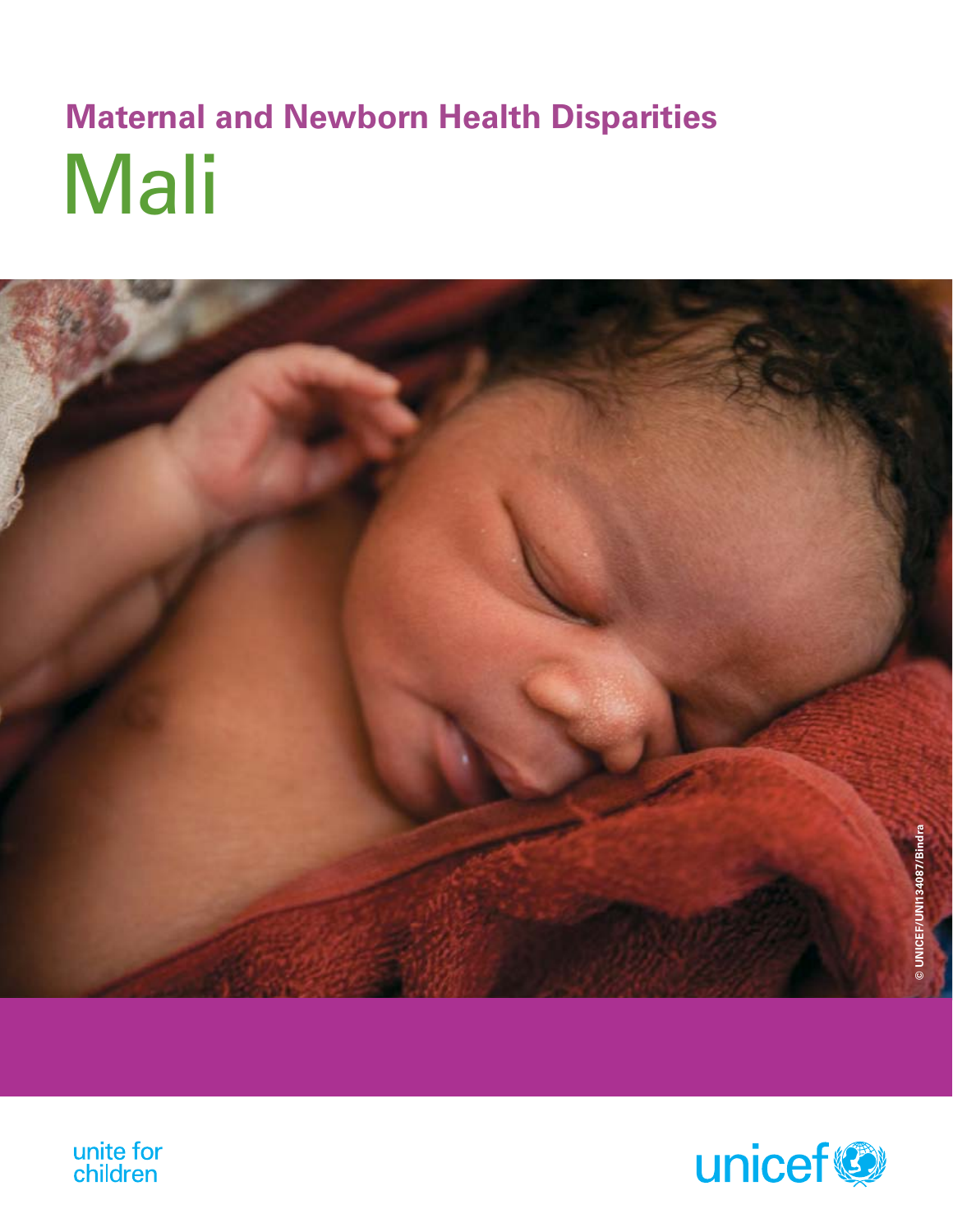# Maternal and Newborn Health Disparities

# Mali

© UNICEF/UNI134087/Bindra

unite for children

unicef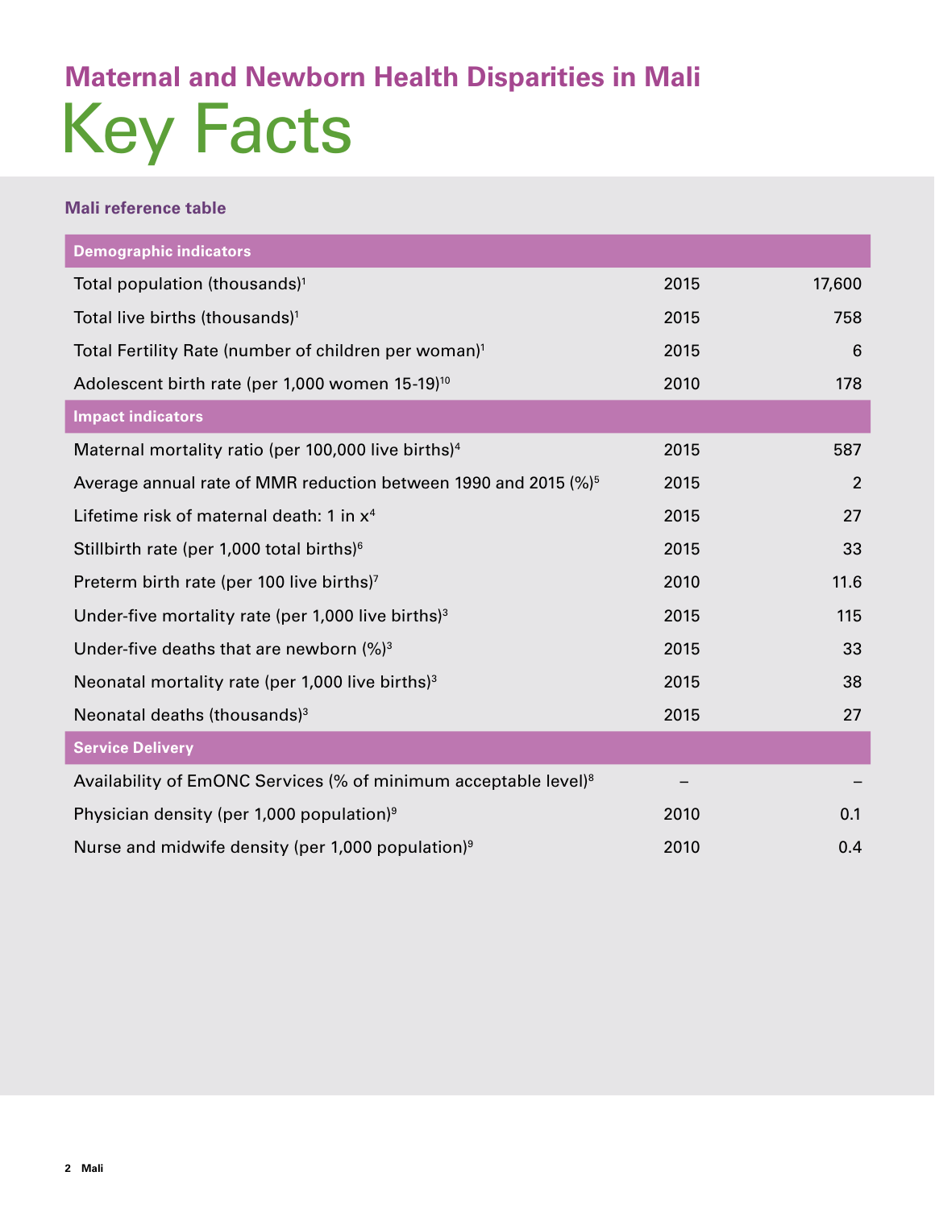## Maternal and Newborn Health Disparities in Mali

# Key Facts

### Mali reference table

| | | |
|---|---|---|
| **Demographic indicators** | | |
| Total population (thousands)[1] | 2015 | 17,600 |
| Total live births (thousands)[1] | 2015 | 758 |
| Total Fertility Rate (number of children per woman)[1] | 2015 | 6 |
| Adolescent birth rate (per 1,000 women 15-19)[10] | 2010 | 178 |
| **Impact indicators** | | |
| Maternal mortality ratio (per 100,000 live births)[4] | 2015 | 587 |
| Average annual rate of MMR reduction between 1990 and 2015 (%)[5] | 2015 | 2 |
| Lifetime risk of maternal death: 1 in x[4] | 2015 | 27 |
| Stillbirth rate (per 1,000 total births)[6] | 2015 | 33 |
| Preterm birth rate (per 100 live births)[7] | 2010 | 11.6 |
| Under-five mortality rate (per 1,000 live births)[3] | 2015 | 115 |
| Under-five deaths that are newborn (%)[3] | 2015 | 33 |
| Neonatal mortality rate (per 1,000 live births)[3] | 2015 | 38 |
| Neonatal deaths (thousands)[3] | 2015 | 27 |
| **Service Delivery** | | |
| Availability of EmONC Services (% of minimum acceptable level)[8] | – | – |
| Physician density (per 1,000 population)[9] | 2010 | 0.1 |
| Nurse and midwife density (per 1,000 population)[9] | 2010 | 0.4 |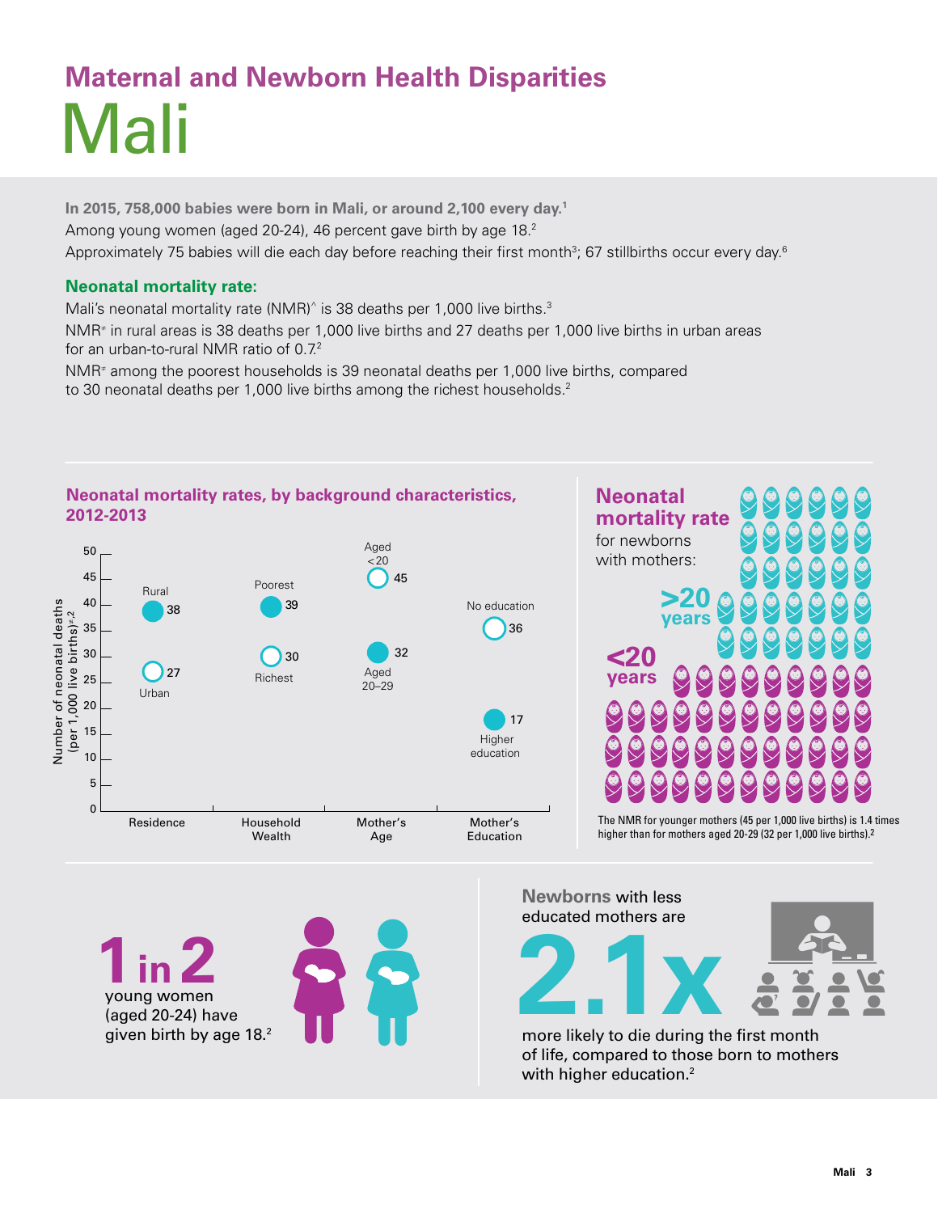# Maternal and Newborn Health Disparities

# Mali

**In 2015, 758,000 babies were born in Mali, or around 2,100 every day.**[1]

Among young women (aged 20-24), 46 percent gave birth by age 18.[2]

Approximately 75 babies will die each day before reaching their first month[3]; 67 stillbirths occur every day.[6]

## Neonatal mortality rate:

Mali's neonatal mortality rate (NMR)^ is 38 deaths per 1,000 live births.[3]

NMR≠ in rural areas is 38 deaths per 1,000 live births and 27 deaths per 1,000 live births in urban areas for an urban-to-rural NMR ratio of 0.7.[2]

NMR≠ among the poorest households is 39 neonatal deaths per 1,000 live births, compared to 30 neonatal deaths per 1,000 live births among the richest households.[2]

### Neonatal mortality rates, by background characteristics, 2012-2013

Number of neonatal deaths (per 1,000 live births)≠,2

0, 5, 10, 15, 20, 25, 30, 35, 40, 45, 50

Residence: Rural 38; Urban 27

Household Wealth: Poorest 39; Richest 30

Mother's Age: Aged <20 45; Aged 20–29 32

Mother's Education: No education 36; Higher education 17

### Neonatal mortality rate

for newborns with mothers:

>20 years

<20 years

The NMR for younger mothers (45 per 1,000 live births) is 1.4 times higher than for mothers aged 20-29 (32 per 1,000 live births).[2]

**1 in 2** young women (aged 20-24) have given birth by age 18.[2]

**Newborns** with less educated mothers are **2.1x** more likely to die during the first month of life, compared to those born to mothers with higher education.[2]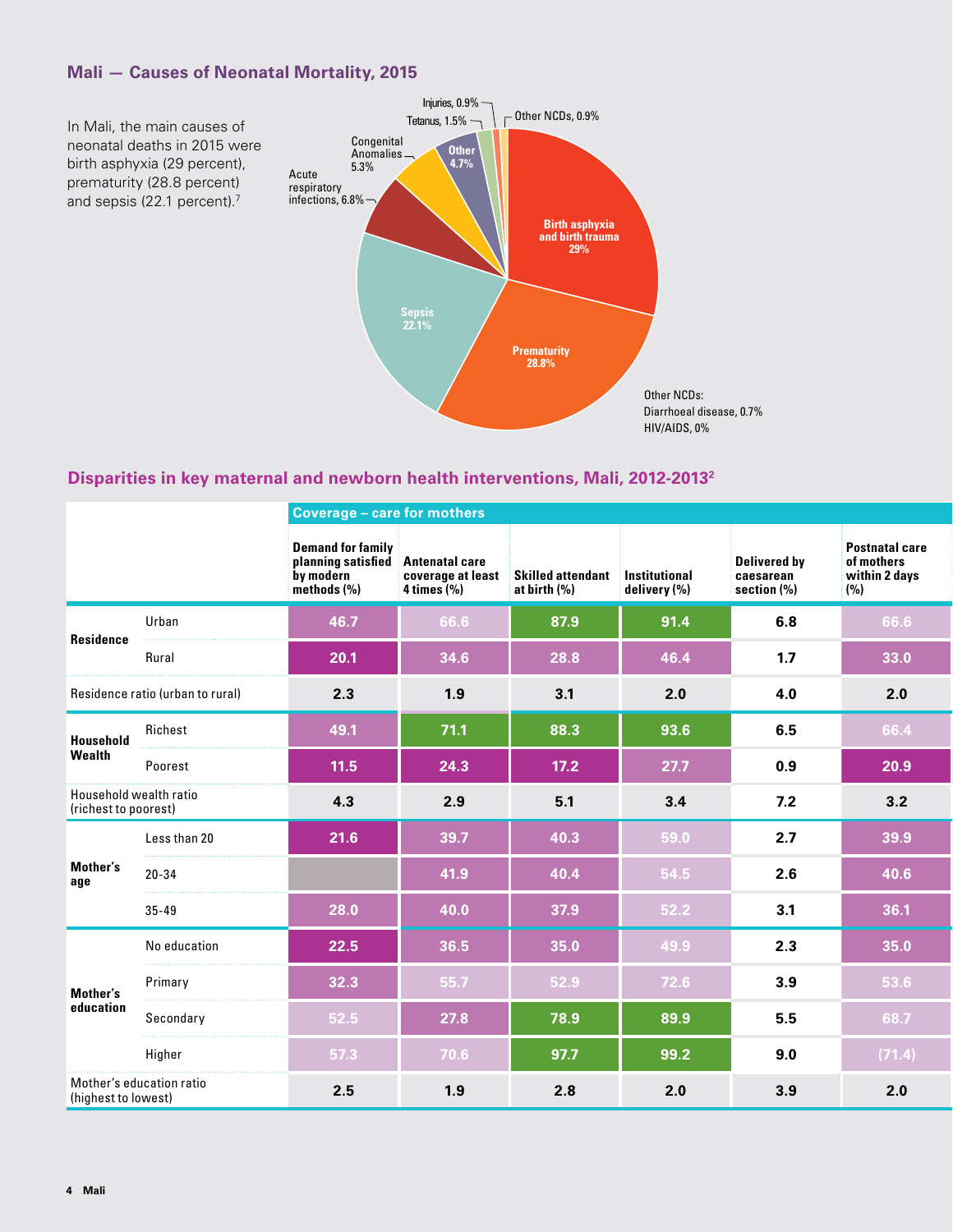## Mali — Causes of Neonatal Mortality, 2015

In Mali, the main causes of neonatal deaths in 2015 were birth asphyxia (29 percent), prematurity (28.8 percent) and sepsis (22.1 percent).[7]

Injuries, 0.9%
Tetanus, 1.5%
Other NCDs, 0.9%
Congenital Anomalies 5.3%
Other 4.7%
Acute respiratory infections, 6.8%
Birth asphyxia and birth trauma 29%
Sepsis 22.1%
Prematurity 28.8%

Other NCDs:
Diarrhoeal disease, 0.7%
HIV/AIDS, 0%

## Disparities in key maternal and newborn health interventions, Mali, 2012-2013[2]

| | | Coverage – care for mothers | | | | | |
|---|---|---|---|---|---|---|---|
| | | Demand for family planning satisfied by modern methods (%) | Antenatal care coverage at least 4 times (%) | Skilled attendant at birth (%) | Institutional delivery (%) | Delivered by caesarean section (%) | Postnatal care of mothers within 2 days (%) |
| Residence | Urban | 46.7 | 66.6 | 87.9 | 91.4 | 6.8 | 66.6 |
| | Rural | 20.1 | 34.6 | 28.8 | 46.4 | 1.7 | 33.0 |
| Residence ratio (urban to rural) | | 2.3 | 1.9 | 3.1 | 2.0 | 4.0 | 2.0 |
| Household Wealth | Richest | 49.1 | 71.1 | 88.3 | 93.6 | 6.5 | 66.4 |
| | Poorest | 11.5 | 24.3 | 17.2 | 27.7 | 0.9 | 20.9 |
| Household wealth ratio (richest to poorest) | | 4.3 | 2.9 | 5.1 | 3.4 | 7.2 | 3.2 |
| Mother's age | Less than 20 | 21.6 | 39.7 | 40.3 | 59.0 | 2.7 | 39.9 |
| | 20-34 | | 41.9 | 40.4 | 54.5 | 2.6 | 40.6 |
| | 35-49 | 28.0 | 40.0 | 37.9 | 52.2 | 3.1 | 36.1 |
| Mother's education | No education | 22.5 | 36.5 | 35.0 | 49.9 | 2.3 | 35.0 |
| | Primary | 32.3 | 55.7 | 52.9 | 72.6 | 3.9 | 53.6 |
| | Secondary | 52.5 | 27.8 | 78.9 | 89.9 | 5.5 | 68.7 |
| | Higher | 57.3 | 70.6 | 97.7 | 99.2 | 9.0 | (71.4) |
| Mother's education ratio (highest to lowest) | | 2.5 | 1.9 | 2.8 | 2.0 | 3.9 | 2.0 |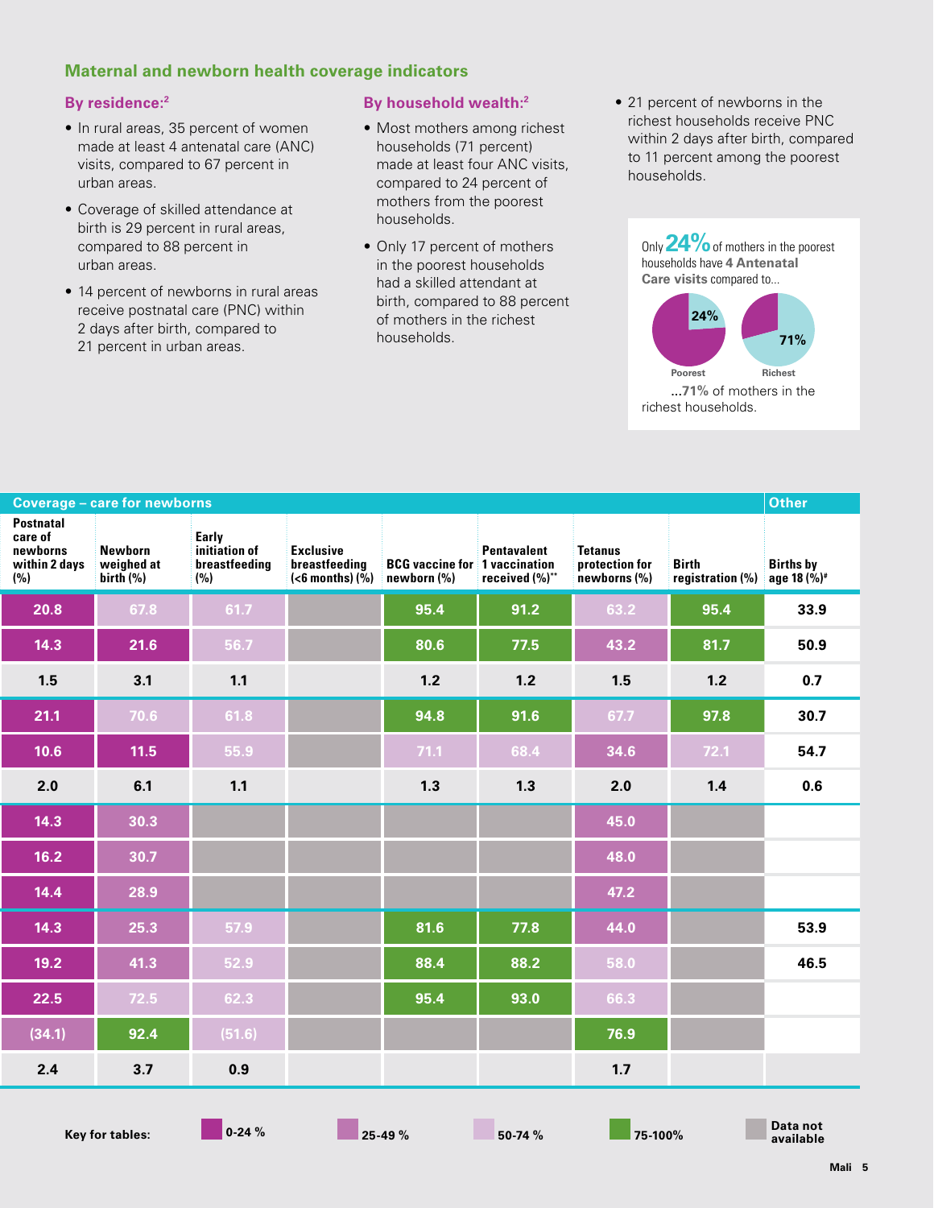## Maternal and newborn health coverage indicators

### By residence:[2]

- In rural areas, 35 percent of women made at least 4 antenatal care (ANC) visits, compared to 67 percent in urban areas.
- Coverage of skilled attendance at birth is 29 percent in rural areas, compared to 88 percent in urban areas.
- 14 percent of newborns in rural areas receive postnatal care (PNC) within 2 days after birth, compared to 21 percent in urban areas.

### By household wealth:[2]

- Most mothers among richest households (71 percent) made at least four ANC visits, compared to 24 percent of mothers from the poorest households.
- Only 17 percent of mothers in the poorest households had a skilled attendant at birth, compared to 88 percent of mothers in the richest households.
- 21 percent of newborns in the richest households receive PNC within 2 days after birth, compared to 11 percent among the poorest households.

Only 24% of mothers in the poorest households have 4 Antenatal Care visits compared to...

24%

71%

Poorest

Richest

...71% of mothers in the richest households.

| Coverage – care for newborns | | | | | | | | Other |
|---|---|---|---|---|---|---|---|---|
| Postnatal care of newborns within 2 days (%) | Newborn weighed at birth (%) | Early initiation of breastfeeding (%) | Exclusive breastfeeding (<6 months) (%) | BCG vaccine for newborn (%) | Pentavalent 1 vaccination received (%)** | Tetanus protection for newborns (%) | Birth registration (%) | Births by age 18 (%)# |
| 20.8 | 67.8 | 61.7 | | 95.4 | 91.2 | 63.2 | 95.4 | 33.9 |
| 14.3 | 21.6 | 56.7 | | 80.6 | 77.5 | 43.2 | 81.7 | 50.9 |
| 1.5 | 3.1 | 1.1 | | 1.2 | 1.2 | 1.5 | 1.2 | 0.7 |
| 21.1 | 70.6 | 61.8 | | 94.8 | 91.6 | 67.7 | 97.8 | 30.7 |
| 10.6 | 11.5 | 55.9 | | 71.1 | 68.4 | 34.6 | 72.1 | 54.7 |
| 2.0 | 6.1 | 1.1 | | 1.3 | 1.3 | 2.0 | 1.4 | 0.6 |
| 14.3 | 30.3 | | | | | 45.0 | | |
| 16.2 | 30.7 | | | | | 48.0 | | |
| 14.4 | 28.9 | | | | | 47.2 | | |
| 14.3 | 25.3 | 57.9 | | 81.6 | 77.8 | 44.0 | | 53.9 |
| 19.2 | 41.3 | 52.9 | | 88.4 | 88.2 | 58.0 | | 46.5 |
| 22.5 | 72.5 | 62.3 | | 95.4 | 93.0 | 66.3 | | |
| (34.1) | 92.4 | (51.6) | | | | 76.9 | | |
| 2.4 | 3.7 | 0.9 | | | | 1.7 | | |

Key for tables: 0-24 % | 25-49 % | 50-74 % | 75-100% | Data not available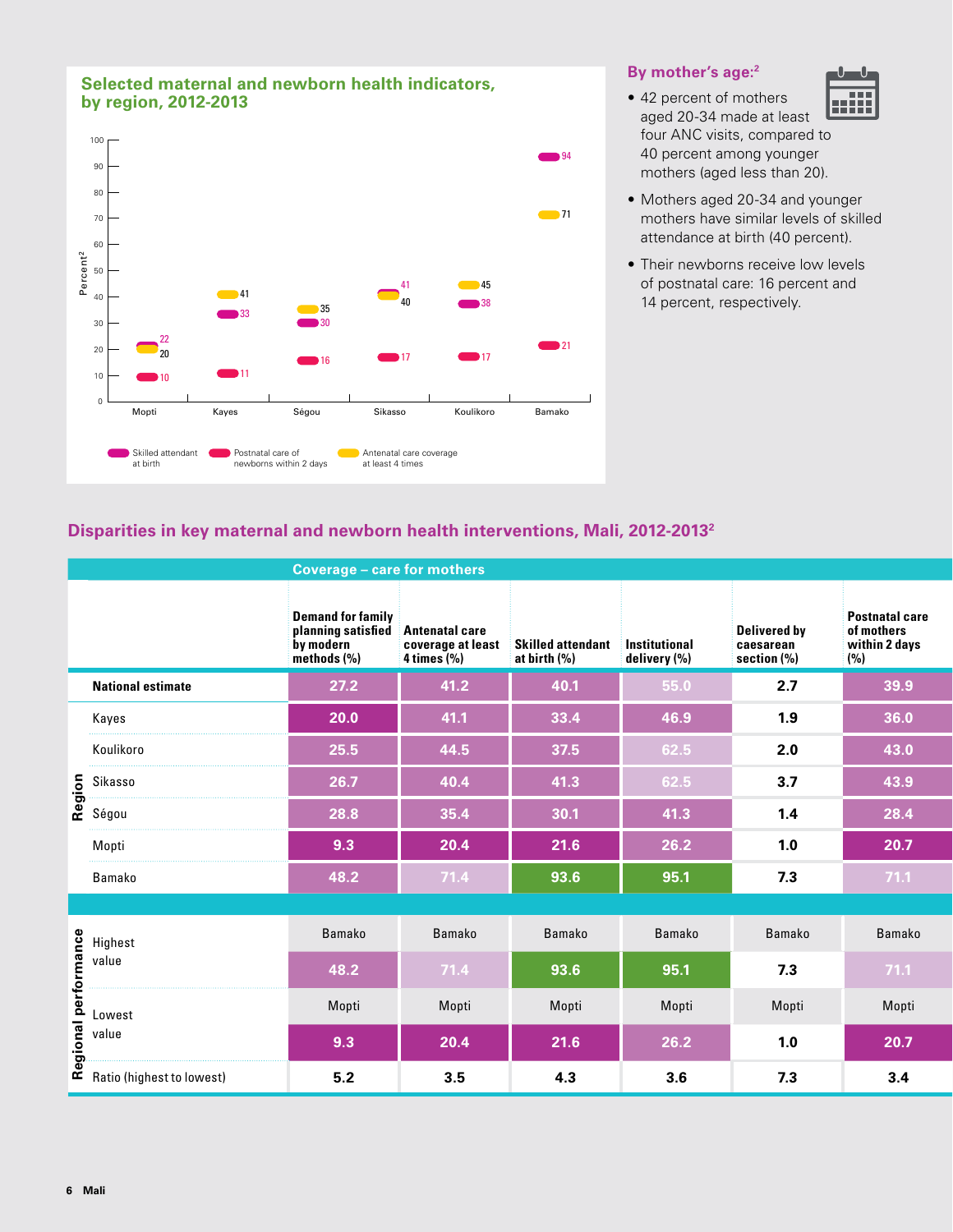## Selected maternal and newborn health indicators, by region, 2012-2013

100
90
80
70
60
50
40
30
20
10
0

Percent[2]

Mopti: 22, 20, 10
Kayes: 41, 33, 11
Ségou: 35, 30, 16
Sikasso: 41, 40, 17
Koulikoro: 45, 38, 17
Bamako: 94, 71, 21

Skilled attendant at birth
Postnatal care of newborns within 2 days
Antenatal care coverage at least 4 times

### By mother's age:[2]

- 42 percent of mothers aged 20-34 made at least four ANC visits, compared to 40 percent among younger mothers (aged less than 20).
- Mothers aged 20-34 and younger mothers have similar levels of skilled attendance at birth (40 percent).
- Their newborns receive low levels of postnatal care: 16 percent and 14 percent, respectively.

## Disparities in key maternal and newborn health interventions, Mali, 2012-2013[2]

| | | Coverage – care for mothers | | | | | |
|---|---|---|---|---|---|---|---|
| | | Demand for family planning satisfied by modern methods (%) | Antenatal care coverage at least 4 times (%) | Skilled attendant at birth (%) | Institutional delivery (%) | Delivered by caesarean section (%) | Postnatal care of mothers within 2 days (%) |
| | **National estimate** | 27.2 | 41.2 | 40.1 | 55.0 | 2.7 | 39.9 |
| Region | Kayes | 20.0 | 41.1 | 33.4 | 46.9 | 1.9 | 36.0 |
| | Koulikoro | 25.5 | 44.5 | 37.5 | 62.5 | 2.0 | 43.0 |
| | Sikasso | 26.7 | 40.4 | 41.3 | 62.5 | 3.7 | 43.9 |
| | Ségou | 28.8 | 35.4 | 30.1 | 41.3 | 1.4 | 28.4 |
| | Mopti | 9.3 | 20.4 | 21.6 | 26.2 | 1.0 | 20.7 |
| | Bamako | 48.2 | 71.4 | 93.6 | 95.1 | 7.3 | 71.1 |
| Regional performance | Highest value | Bamako | Bamako | Bamako | Bamako | Bamako | Bamako |
| | | 48.2 | 71.4 | 93.6 | 95.1 | 7.3 | 71.1 |
| | Lowest value | Mopti | Mopti | Mopti | Mopti | Mopti | Mopti |
| | | 9.3 | 20.4 | 21.6 | 26.2 | 1.0 | 20.7 |
| | Ratio (highest to lowest) | 5.2 | 3.5 | 4.3 | 3.6 | 7.3 | 3.4 |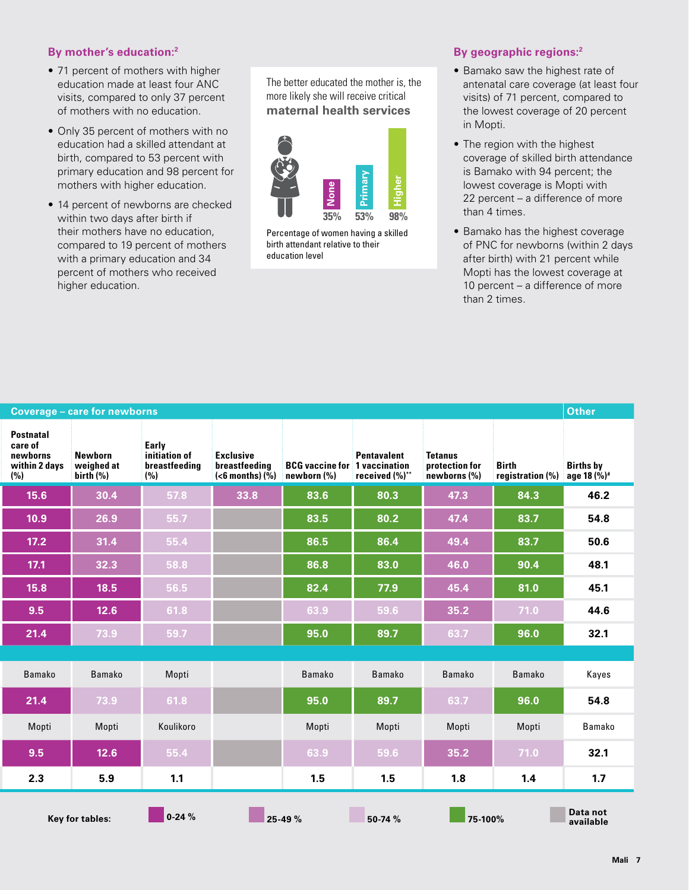## By mother's education:[2]

- 71 percent of mothers with higher education made at least four ANC visits, compared to only 37 percent of mothers with no education.
- Only 35 percent of mothers with no education had a skilled attendant at birth, compared to 53 percent with primary education and 98 percent for mothers with higher education.
- 14 percent of newborns are checked within two days after birth if their mothers have no education, compared to 19 percent of mothers with a primary education and 34 percent of mothers who received higher education.

The better educated the mother is, the more likely she will receive critical **maternal health services**

None 35%
Primary 53%
Higher 98%

Percentage of women having a skilled birth attendant relative to their education level

## By geographic regions:[2]

- Bamako saw the highest rate of antenatal care coverage (at least four visits) of 71 percent, compared to the lowest coverage of 20 percent in Mopti.
- The region with the highest coverage of skilled birth attendance is Bamako with 94 percent; the lowest coverage is Mopti with 22 percent – a difference of more than 4 times.
- Bamako has the highest coverage of PNC for newborns (within 2 days after birth) with 21 percent while Mopti has the lowest coverage at 10 percent – a difference of more than 2 times.

| Coverage – care for newborns | | | | | | | | Other |
|---|---|---|---|---|---|---|---|---|
| Postnatal care of newborns within 2 days (%) | Newborn weighed at birth (%) | Early initiation of breastfeeding (%) | Exclusive breastfeeding (<6 months) (%) | BCG vaccine for newborn (%) | Pentavalent 1 vaccination received (%)** | Tetanus protection for newborns (%) | Birth registration (%) | Births by age 18 (%)# |
| 15.6 | 30.4 | 57.8 | 33.8 | 83.6 | 80.3 | 47.3 | 84.3 | 46.2 |
| 10.9 | 26.9 | 55.7 | | 83.5 | 80.2 | 47.4 | 83.7 | 54.8 |
| 17.2 | 31.4 | 55.4 | | 86.5 | 86.4 | 49.4 | 83.7 | 50.6 |
| 17.1 | 32.3 | 58.8 | | 86.8 | 83.0 | 46.0 | 90.4 | 48.1 |
| 15.8 | 18.5 | 56.5 | | 82.4 | 77.9 | 45.4 | 81.0 | 45.1 |
| 9.5 | 12.6 | 61.8 | | 63.9 | 59.6 | 35.2 | 71.0 | 44.6 |
| 21.4 | 73.9 | 59.7 | | 95.0 | 89.7 | 63.7 | 96.0 | 32.1 |
| | | | | | | | | |
| Bamako | Bamako | Mopti | | Bamako | Bamako | Bamako | Bamako | Kayes |
| 21.4 | 73.9 | 61.8 | | 95.0 | 89.7 | 63.7 | 96.0 | 54.8 |
| Mopti | Mopti | Koulikoro | | Mopti | Mopti | Mopti | Mopti | Bamako |
| 9.5 | 12.6 | 55.4 | | 63.9 | 59.6 | 35.2 | 71.0 | 32.1 |
| 2.3 | 5.9 | 1.1 | | 1.5 | 1.5 | 1.8 | 1.4 | 1.7 |

**Key for tables:** 0-24 % | 25-49 % | 50-74 % | 75-100% | Data not available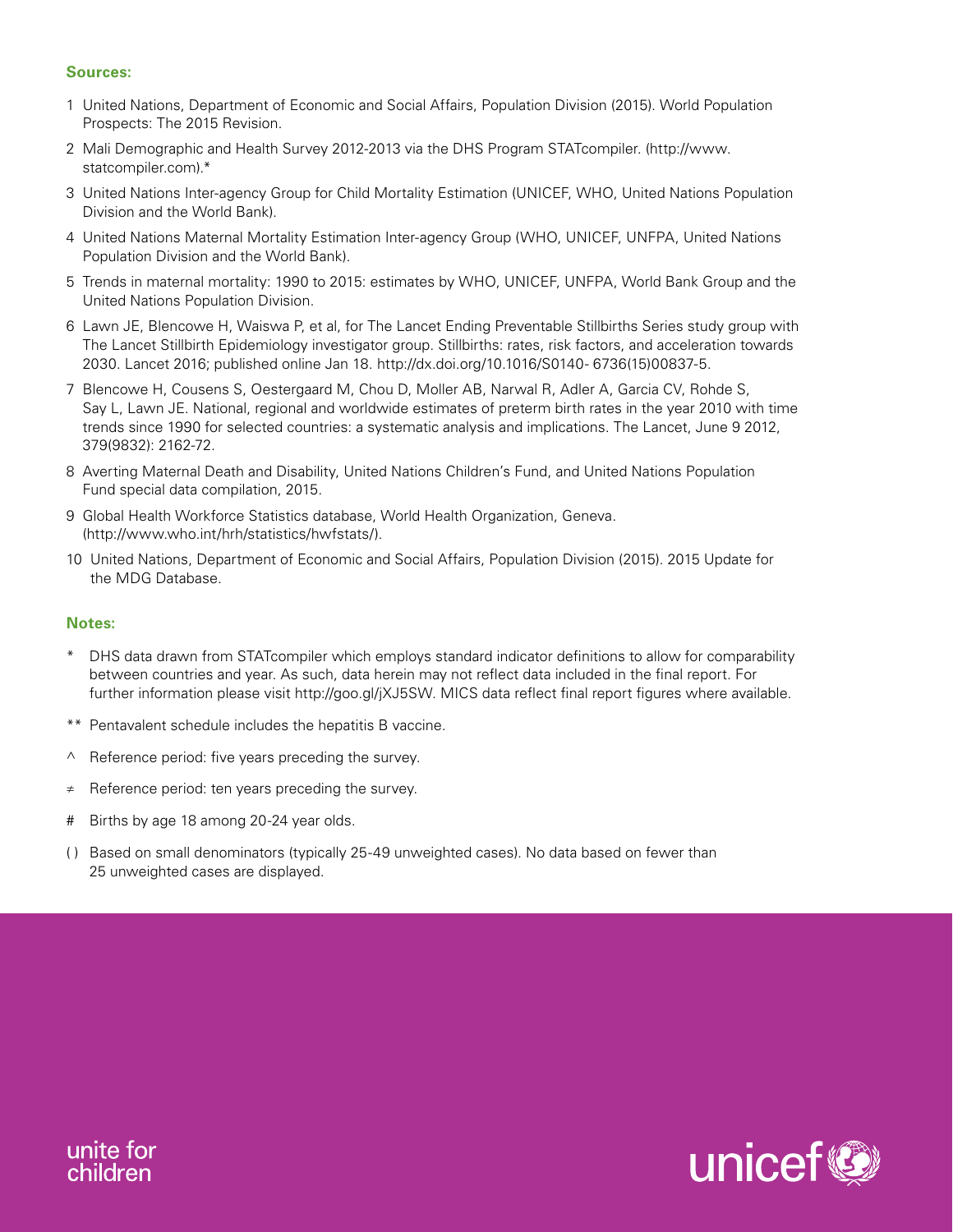**Sources:**

1 United Nations, Department of Economic and Social Affairs, Population Division (2015). World Population Prospects: The 2015 Revision.

2 Mali Demographic and Health Survey 2012-2013 via the DHS Program STATcompiler. (http://www.statcompiler.com).*

3 United Nations Inter-agency Group for Child Mortality Estimation (UNICEF, WHO, United Nations Population Division and the World Bank).

4 United Nations Maternal Mortality Estimation Inter-agency Group (WHO, UNICEF, UNFPA, United Nations Population Division and the World Bank).

5 Trends in maternal mortality: 1990 to 2015: estimates by WHO, UNICEF, UNFPA, World Bank Group and the United Nations Population Division.

6 Lawn JE, Blencowe H, Waiswa P, et al, for The Lancet Ending Preventable Stillbirths Series study group with The Lancet Stillbirth Epidemiology investigator group. Stillbirths: rates, risk factors, and acceleration towards 2030. Lancet 2016; published online Jan 18. http://dx.doi.org/10.1016/S0140- 6736(15)00837-5.

7 Blencowe H, Cousens S, Oestergaard M, Chou D, Moller AB, Narwal R, Adler A, Garcia CV, Rohde S, Say L, Lawn JE. National, regional and worldwide estimates of preterm birth rates in the year 2010 with time trends since 1990 for selected countries: a systematic analysis and implications. The Lancet, June 9 2012, 379(9832): 2162-72.

8 Averting Maternal Death and Disability, United Nations Children's Fund, and United Nations Population Fund special data compilation, 2015.

9 Global Health Workforce Statistics database, World Health Organization, Geneva. (http://www.who.int/hrh/statistics/hwfstats/).

10 United Nations, Department of Economic and Social Affairs, Population Division (2015). 2015 Update for the MDG Database.

**Notes:**

\* DHS data drawn from STATcompiler which employs standard indicator definitions to allow for comparability between countries and year. As such, data herein may not reflect data included in the final report. For further information please visit http://goo.gl/jXJ5SW. MICS data reflect final report figures where available.

\*\* Pentavalent schedule includes the hepatitis B vaccine.

^ Reference period: five years preceding the survey.

≠ Reference period: ten years preceding the survey.

\# Births by age 18 among 20-24 year olds.

( ) Based on small denominators (typically 25-49 unweighted cases). No data based on fewer than 25 unweighted cases are displayed.

unite for children

unicef